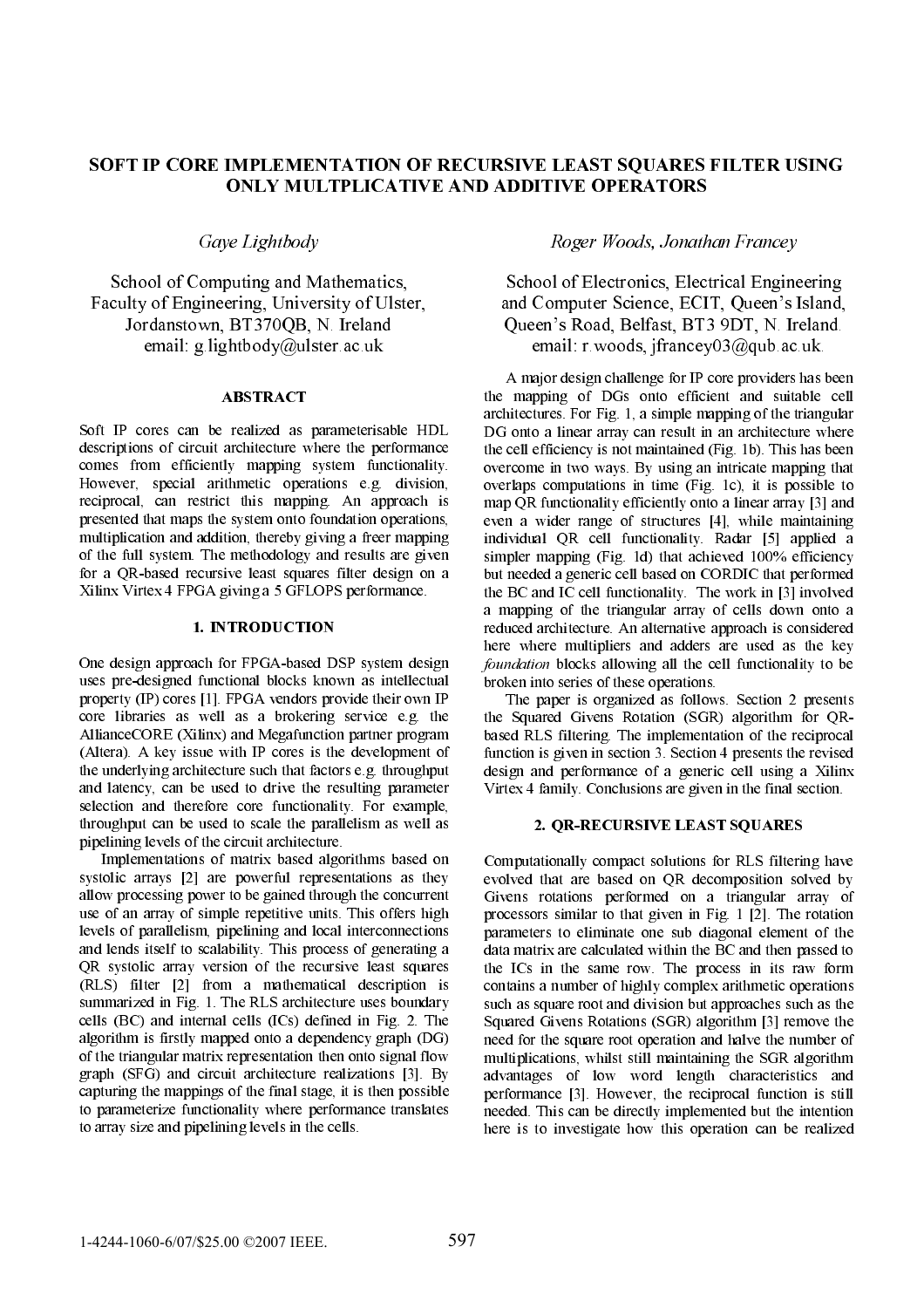# SOFT IP CORE IMPLEMENTATION OF RECURSIVE LEAST SQUARES FILTER USING ONLY MULTPLICATIVE AND ADDITIVE OPERATORS

*Gaye Lightbody*

School of Computing and Mathematics,
Faculty of Engineering, University of Ulster,
Jordanstown, BT370QB, N. Ireland
email: g.lightbody@ulster.ac.uk

*Roger Woods, Jonathan Francey*

School of Electronics, Electrical Engineering
and Computer Science, ECIT, Queen's Island,
Queen's Road, Belfast, BT3 9DT, N. Ireland.
email: r.woods, jfrancey03@qub.ac.uk.

## ABSTRACT

Soft IP cores can be realized as parameterisable HDL descriptions of circuit architecture where the performance comes from efficiently mapping system functionality. However, special arithmetic operations e.g. division, reciprocal, can restrict this mapping. An approach is presented that maps the system onto foundation operations, multiplication and addition, thereby giving a freer mapping of the full system. The methodology and results are given for a QR-based recursive least squares filter design on a Xilinx Virtex 4 FPGA giving a 5 GFLOPS performance.

## 1. INTRODUCTION

One design approach for FPGA-based DSP system design uses pre-designed functional blocks known as intellectual property (IP) cores [1]. FPGA vendors provide their own IP core libraries as well as a brokering service e.g. the AllianceCORE (Xilinx) and Megafunction partner program (Altera). A key issue with IP cores is the development of the underlying architecture such that factors e.g. throughput and latency, can be used to drive the resulting parameter selection and therefore core functionality. For example, throughput can be used to scale the parallelism as well as pipelining levels of the circuit architecture.

Implementations of matrix based algorithms based on systolic arrays [2] are powerful representations as they allow processing power to be gained through the concurrent use of an array of simple repetitive units. This offers high levels of parallelism, pipelining and local interconnections and lends itself to scalability. This process of generating a QR systolic array version of the recursive least squares (RLS) filter [2] from a mathematical description is summarized in Fig. 1. The RLS architecture uses boundary cells (BC) and internal cells (ICs) defined in Fig. 2. The algorithm is firstly mapped onto a dependency graph (DG) of the triangular matrix representation then onto signal flow graph (SFG) and circuit architecture realizations [3]. By capturing the mappings of the final stage, it is then possible to parameterize functionality where performance translates to array size and pipelining levels in the cells.

A major design challenge for IP core providers has been the mapping of DGs onto efficient and suitable cell architectures. For Fig. 1, a simple mapping of the triangular DG onto a linear array can result in an architecture where the cell efficiency is not maintained (Fig. 1b). This has been overcome in two ways. By using an intricate mapping that overlaps computations in time (Fig. 1c), it is possible to map QR functionality efficiently onto a linear array [3] and even a wider range of structures [4], while maintaining individual QR cell functionality. Radar [5] applied a simpler mapping (Fig. 1d) that achieved 100% efficiency but needed a generic cell based on CORDIC that performed the BC and IC cell functionality. The work in [3] involved a mapping of the triangular array of cells down onto a reduced architecture. An alternative approach is considered here where multipliers and adders are used as the key *foundation* blocks allowing all the cell functionality to be broken into series of these operations.

The paper is organized as follows. Section 2 presents the Squared Givens Rotation (SGR) algorithm for QR-based RLS filtering. The implementation of the reciprocal function is given in section 3. Section 4 presents the revised design and performance of a generic cell using a Xilinx Virtex 4 family. Conclusions are given in the final section.

## 2. QR-RECURSIVE LEAST SQUARES

Computationally compact solutions for RLS filtering have evolved that are based on QR decomposition solved by Givens rotations performed on a triangular array of processors similar to that given in Fig. 1 [2]. The rotation parameters to eliminate one sub diagonal element of the data matrix are calculated within the BC and then passed to the ICs in the same row. The process in its raw form contains a number of highly complex arithmetic operations such as square root and division but approaches such as the Squared Givens Rotations (SGR) algorithm [3] remove the need for the square root operation and halve the number of multiplications, whilst still maintaining the SGR algorithm advantages of low word length characteristics and performance [3]. However, the reciprocal function is still needed. This can be directly implemented but the intention here is to investigate how this operation can be realized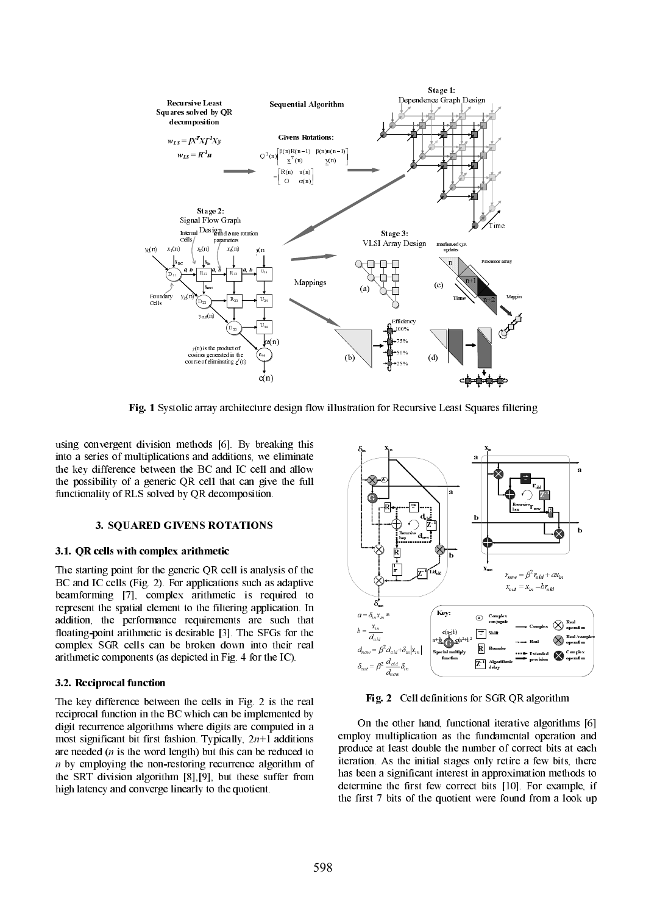**Fig. 1** Systolic array architecture design flow illustration for Recursive Least Squares filtering

using convergent division methods [6]. By breaking this into a series of multiplications and additions, we eliminate the key difference between the BC and IC cell and allow the possibility of a generic QR cell that can give the full functionality of RLS solved by QR decomposition.

## 3. SQUARED GIVENS ROTATIONS

### 3.1. QR cells with complex arithmetic

The starting point for the generic QR cell is analysis of the BC and IC cells (Fig. 2). For applications such as adaptive beamforming [7], complex arithmetic is required to represent the spatial element to the filtering application. In addition, the performance requirements are such that floating-point arithmetic is desirable [3]. The SFGs for the complex SGR cells can be broken down into their real arithmetic components (as depicted in Fig. 4 for the IC).

### 3.2. Reciprocal function

The key difference between the cells in Fig. 2 is the real reciprocal function in the BC which can be implemented by digit recurrence algorithms where digits are computed in a most significant bit first fashion. Typically, $2n+1$ additions are needed ($n$ is the word length) but this can be reduced to $n$ by employing the non-restoring recurrence algorithm of the SRT division algorithm [8],[9], but these suffer from high latency and converge linearly to the quotient.

$$a = \delta_{in} x_{in}^*$$

$$b = \frac{x_{in}}{d_{old}}$$

$$d_{new} = \beta^2 d_{old} + \delta_{in} |x_{in}|$$

$$\delta_{out} = \beta^2 \frac{d_{old}}{d_{new}} \delta_{in}$$

$$r_{new} = \beta^2 r_{old} + a x_{in}$$

$$x_{out} = x_{in} - b r_{old}$$

**Fig. 2** Cell definitions for SGR QR algorithm

On the other hand, functional iterative algorithms [6] employ multiplication as the fundamental operation and produce at least double the number of correct bits at each iteration. As the initial stages only retire a few bits, there has been a significant interest in approximation methods to determine the first few correct bits [10]. For example, if the first 7 bits of the quotient were found from a look up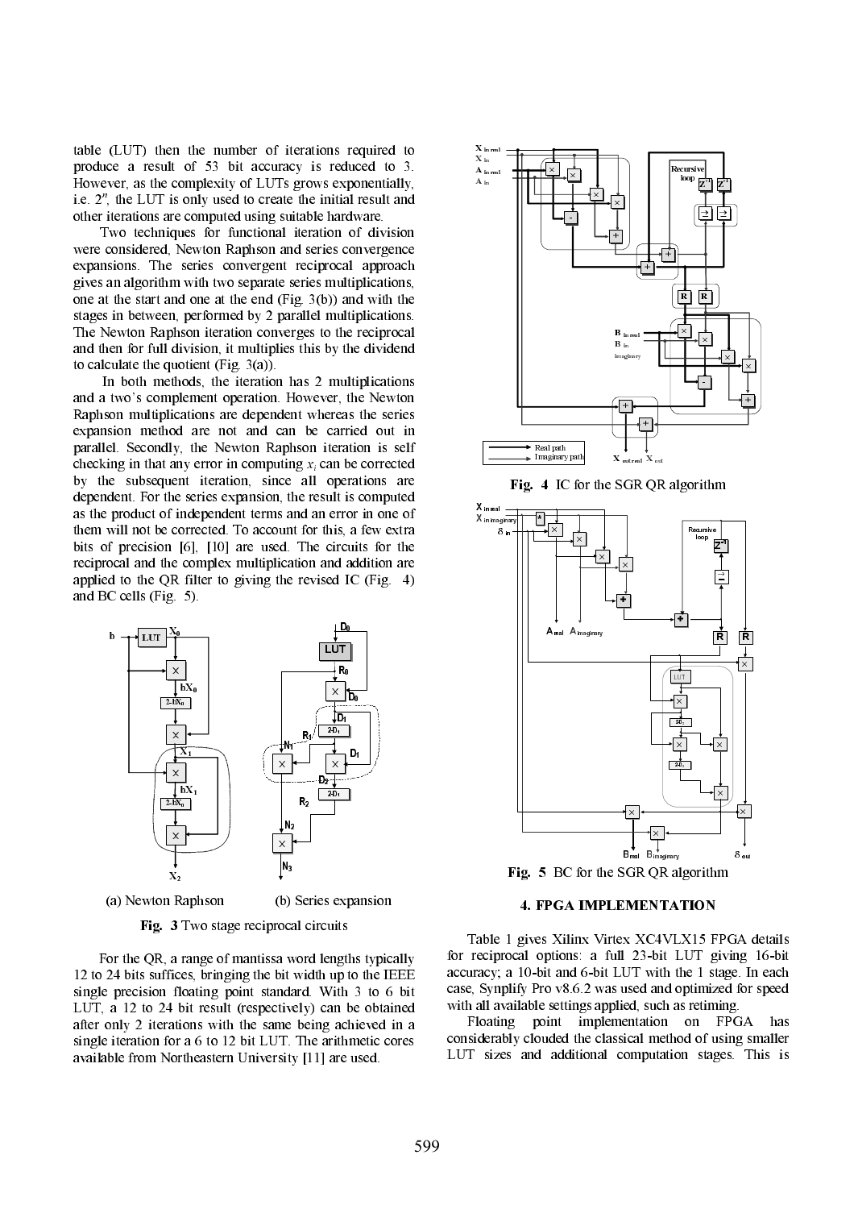table (LUT) then the number of iterations required to produce a result of 53 bit accuracy is reduced to 3. However, as the complexity of LUTs grows exponentially, i.e. $2^n$, the LUT is only used to create the initial result and other iterations are computed using suitable hardware.

Two techniques for functional iteration of division were considered, Newton Raphson and series convergence expansions. The series convergent reciprocal approach gives an algorithm with two separate series multiplications, one at the start and one at the end (Fig. 3(b)) and with the stages in between, performed by 2 parallel multiplications. The Newton Raphson iteration converges to the reciprocal and then for full division, it multiplies this by the dividend to calculate the quotient (Fig. 3(a)).

In both methods, the iteration has 2 multiplications and a two's complement operation. However, the Newton Raphson multiplications are dependent whereas the series expansion method are not and can be carried out in parallel. Secondly, the Newton Raphson iteration is self checking in that any error in computing $x_i$ can be corrected by the subsequent iteration, since all operations are dependent. For the series expansion, the result is computed as the product of independent terms and an error in one of them will not be corrected. To account for this, a few extra bits of precision [6], [10] are used. The circuits for the reciprocal and the complex multiplication and addition are applied to the QR filter to giving the revised IC (Fig. 4) and BC cells (Fig. 5).

(a) Newton Raphson (b) Series expansion

**Fig. 3** Two stage reciprocal circuits

For the QR, a range of mantissa word lengths typically 12 to 24 bits suffices, bringing the bit width up to the IEEE single precision floating point standard. With 3 to 6 bit LUT, a 12 to 24 bit result (respectively) can be obtained after only 2 iterations with the same being achieved in a single iteration for a 6 to 12 bit LUT. The arithmetic cores available from Northeastern University [11] are used.

**Fig. 4** IC for the SGR QR algorithm

**Fig. 5** BC for the SGR QR algorithm

## 4. FPGA IMPLEMENTATION

Table 1 gives Xilinx Virtex XC4VLX15 FPGA details for reciprocal options: a full 23-bit LUT giving 16-bit accuracy; a 10-bit and 6-bit LUT with the 1 stage. In each case, Synplify Pro v8.6.2 was used and optimized for speed with all available settings applied, such as retiming.

Floating point implementation on FPGA has considerably clouded the classical method of using smaller LUT sizes and additional computation stages. This is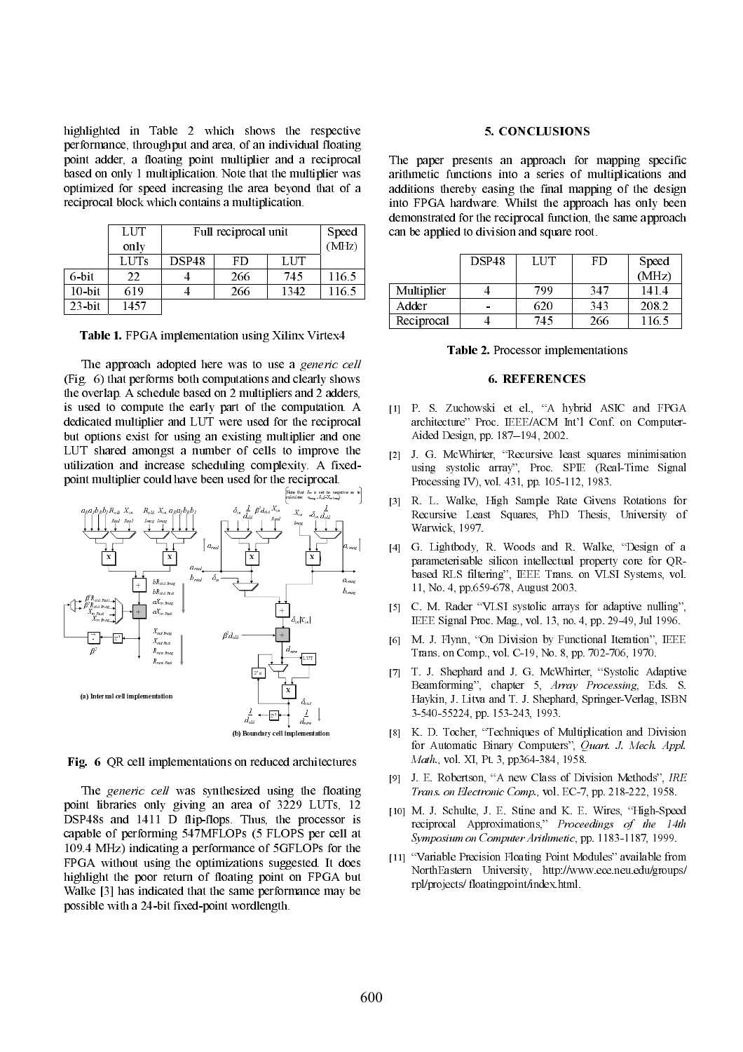highlighted in Table 2 which shows the respective performance, throughput and area, of an individual floating point adder, a floating point multiplier and a reciprocal based on only 1 multiplication. Note that the multiplier was optimized for speed increasing the area beyond that of a reciprocal block which contains a multiplication.

| | LUT only | Full reciprocal unit | | | Speed (MHz) |
|---|---|---|---|---|---|
| | LUTs | DSP48 | FD | LUT | |
| 6-bit | 22 | 4 | 266 | 745 | 116.5 |
| 10-bit | 619 | 4 | 266 | 1342 | 116.5 |
| 23-bit | 1457 | | | | |

**Table 1.** FPGA implementation using Xilinx Virtex4

The approach adopted here was to use a *generic cell* (Fig. 6) that performs both computations and clearly shows the overlap. A schedule based on 2 multipliers and 2 adders, is used to compute the early part of the computation. A dedicated multiplier and LUT were used for the reciprocal but options exist for using an existing multiplier and one LUT shared amongst a number of cells to improve the utilization and increase scheduling complexity. A fixed-point multiplier could have been used for the reciprocal.

(a) Internal cell implementation

(b) Boundary cell implementation

**Fig. 6** QR cell implementations on reduced architectures

The *generic cell* was synthesized using the floating point libraries only giving an area of 3229 LUTs, 12 DSP48s and 1411 D flip-flops. Thus, the processor is capable of performing 547MFLOPs (5 FLOPS per cell at 109.4 MHz) indicating a performance of 5GFLOPs for the FPGA without using the optimizations suggested. It does highlight the poor return of floating point on FPGA but Walke [3] has indicated that the same performance may be possible with a 24-bit fixed-point wordlength.

## 5. CONCLUSIONS

The paper presents an approach for mapping specific arithmetic functions into a series of multiplications and additions thereby easing the final mapping of the design into FPGA hardware. Whilst the approach has only been demonstrated for the reciprocal function, the same approach can be applied to division and square root.

| | DSP48 | LUT | FD | Speed (MHz) |
|---|---|---|---|---|
| Multiplier | 4 | 799 | 347 | 141.4 |
| Adder | - | 620 | 343 | 208.2 |
| Reciprocal | 4 | 745 | 266 | 116.5 |

**Table 2.** Processor implementations

## 6. REFERENCES

[1] P. S. Zuchowski et el., "A hybrid ASIC and FPGA architecture" Proc. IEEE/ACM Int'l Conf. on Computer-Aided Design, pp. 187–194, 2002.

[2] J. G. McWhirter, "Recursive least squares minimisation using systolic array", Proc. SPIE (Real-Time Signal Processing IV), vol. 431, pp. 105-112, 1983.

[3] R. L. Walke, High Sample Rate Givens Rotations for Recursive Least Squares, PhD Thesis, University of Warwick, 1997.

[4] G. Lightbody, R. Woods and R. Walke, "Design of a parameterisable silicon intellectual property core for QR-based RLS filtering", IEEE Trans. on VLSI Systems, vol. 11, No. 4, pp.659-678, August 2003.

[5] C. M. Rader "VLSI systolic arrays for adaptive nulling", IEEE Signal Proc. Mag., vol. 13, no. 4, pp. 29-49, Jul 1996.

[6] M. J. Flynn, "On Division by Functional Iteration", IEEE Trans. on Comp., vol. C-19, No. 8, pp. 702-706, 1970.

[7] T. J. Shephard and J. G. McWhirter, "Systolic Adaptive Beamforming", chapter 5, *Array Processing*, Eds. S. Haykin, J. Litva and T. J. Shephard, Springer-Verlag, ISBN 3-540-55224, pp. 153-243, 1993.

[8] K. D. Tocher, "Techniques of Multiplication and Division for Automatic Binary Computers", *Quart. J. Mech. Appl. Math.*, vol. XI, Pt. 3, pp364-384, 1958.

[9] J. E. Robertson, "A new Class of Division Methods", *IRE Trans. on Electronic Comp.*, vol. EC-7, pp. 218-222, 1958.

[10] M. J. Schulte, J. E. Stine and K. E. Wires, "High-Speed reciprocal Approximations," *Proceedings of the 14th Symposium on Computer Arithmetic*, pp. 1183-1187, 1999.

[11] "Variable Precision Floating Point Modules" available from NorthEastern University, http://www.ece.neu.edu/groups/rpl/projects/ floatingpoint/index.html.